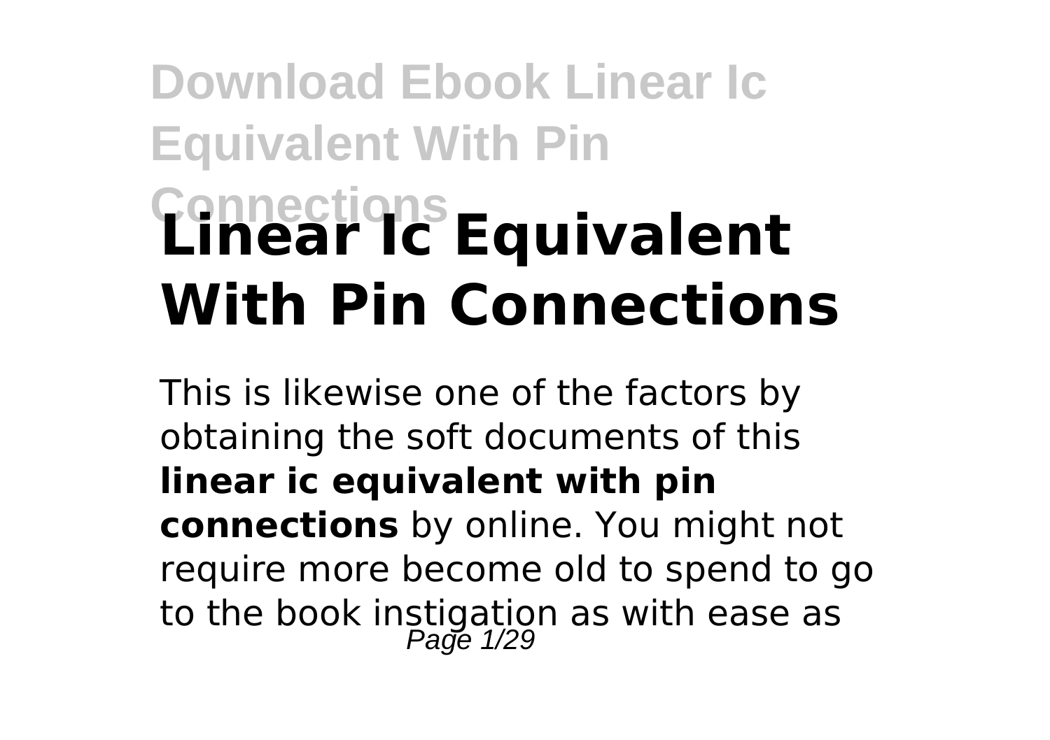# Linear Ic Equivalent With Pin Connections

This is likewise one of the factors by obtaining the soft documents of this **linear ic equivalent with pin connections** by online. You might not require more become old to spend to go to the book instigation as with ease as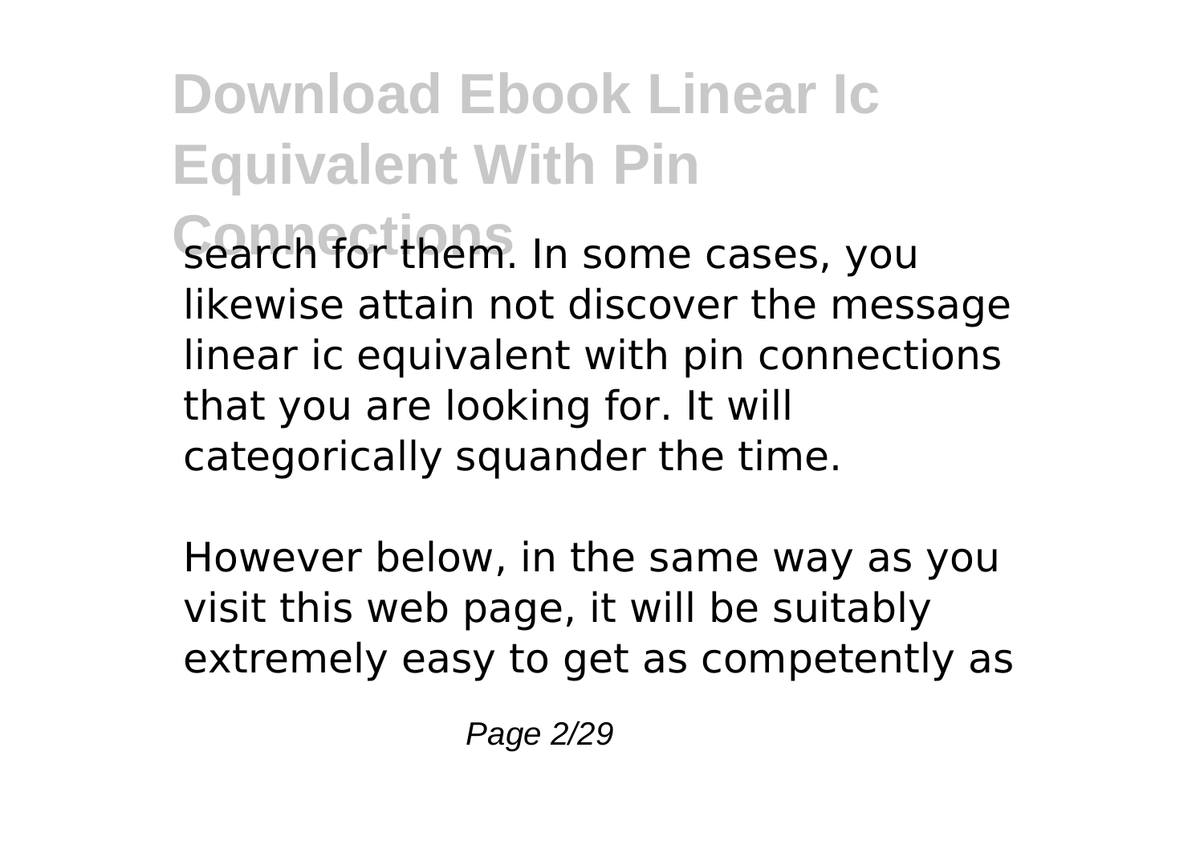search for them. In some cases, you likewise attain not discover the message linear ic equivalent with pin connections that you are looking for. It will categorically squander the time.

However below, in the same way as you visit this web page, it will be suitably extremely easy to get as competently as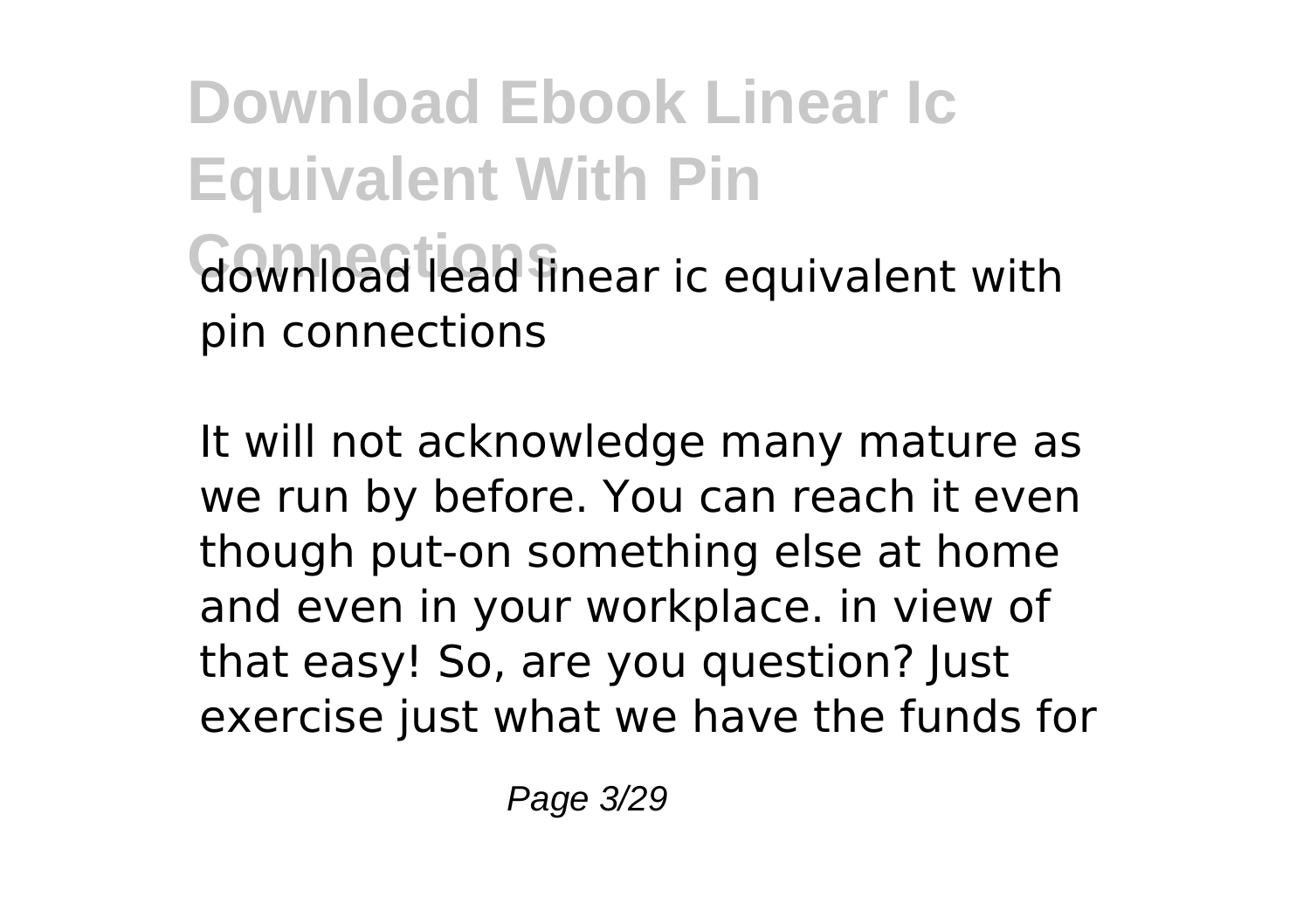download lead linear ic equivalent with pin connections

It will not acknowledge many mature as we run by before. You can reach it even though put-on something else at home and even in your workplace. in view of that easy! So, are you question? Just exercise just what we have the funds for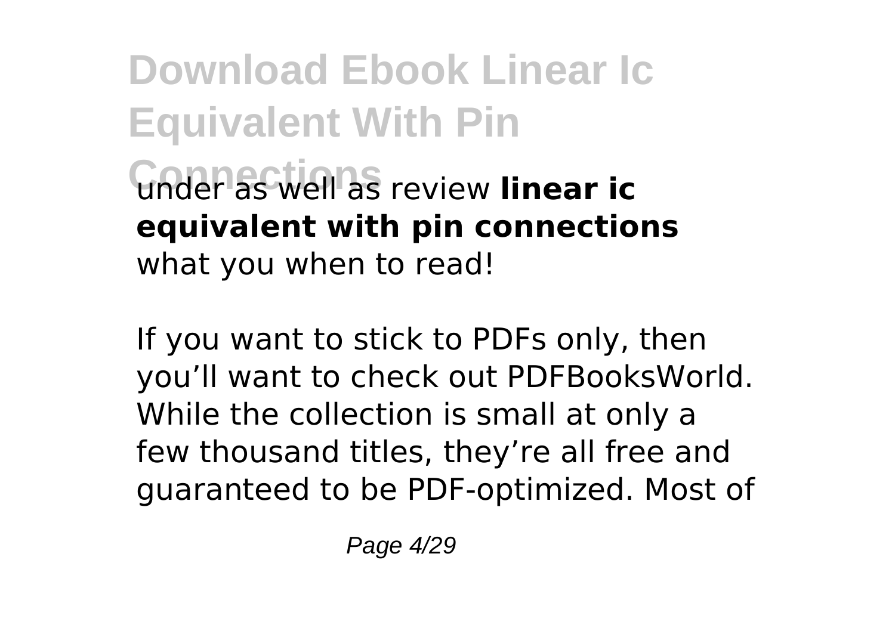under as well as review **linear ic equivalent with pin connections** what you when to read!

If you want to stick to PDFs only, then you'll want to check out PDFBooksWorld. While the collection is small at only a few thousand titles, they're all free and guaranteed to be PDF-optimized. Most of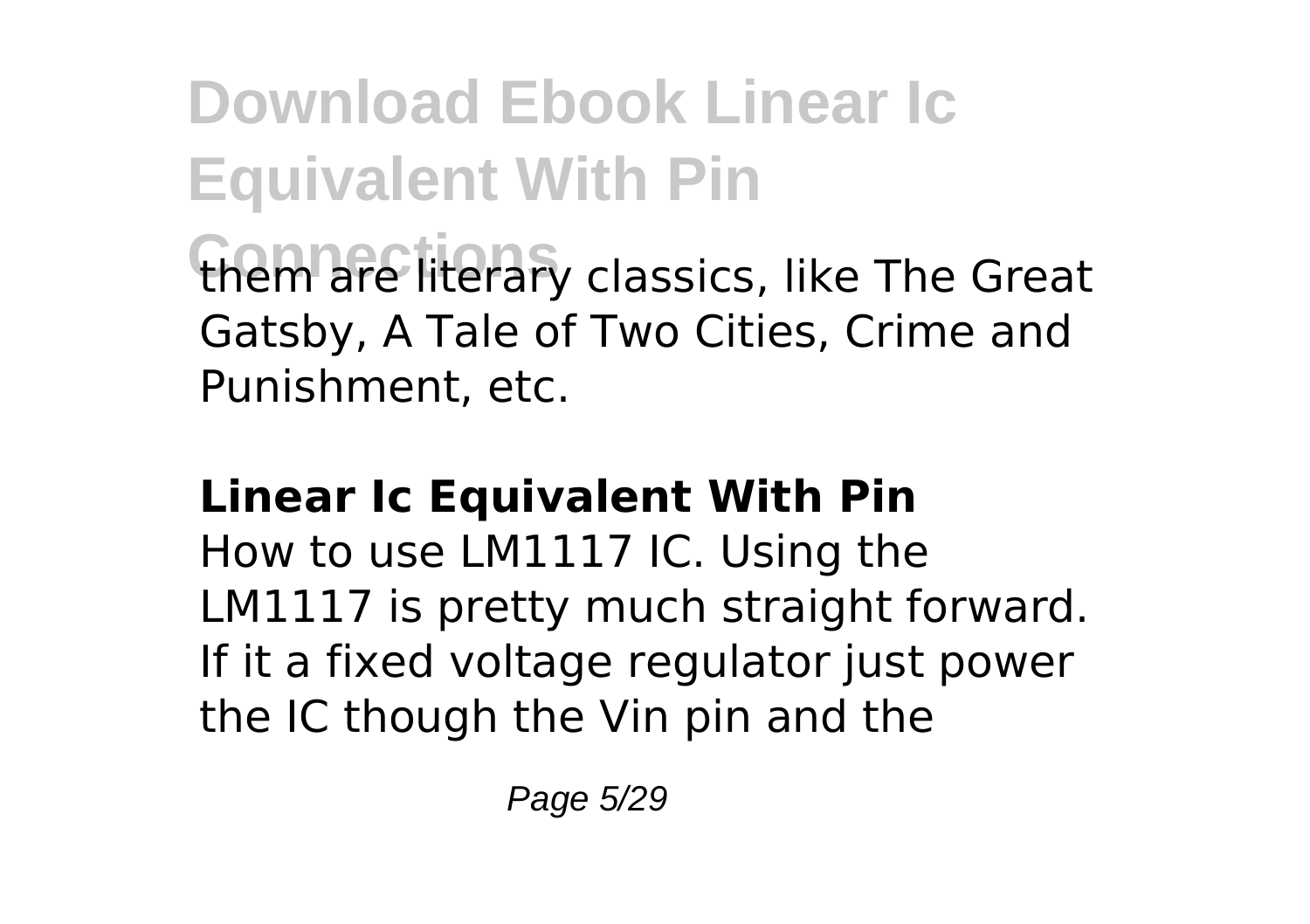them are literary classics, like The Great Gatsby, A Tale of Two Cities, Crime and Punishment, etc.

**Linear Ic Equivalent With Pin**

How to use LM1117 IC. Using the LM1117 is pretty much straight forward. If it a fixed voltage regulator just power the IC though the Vin pin and the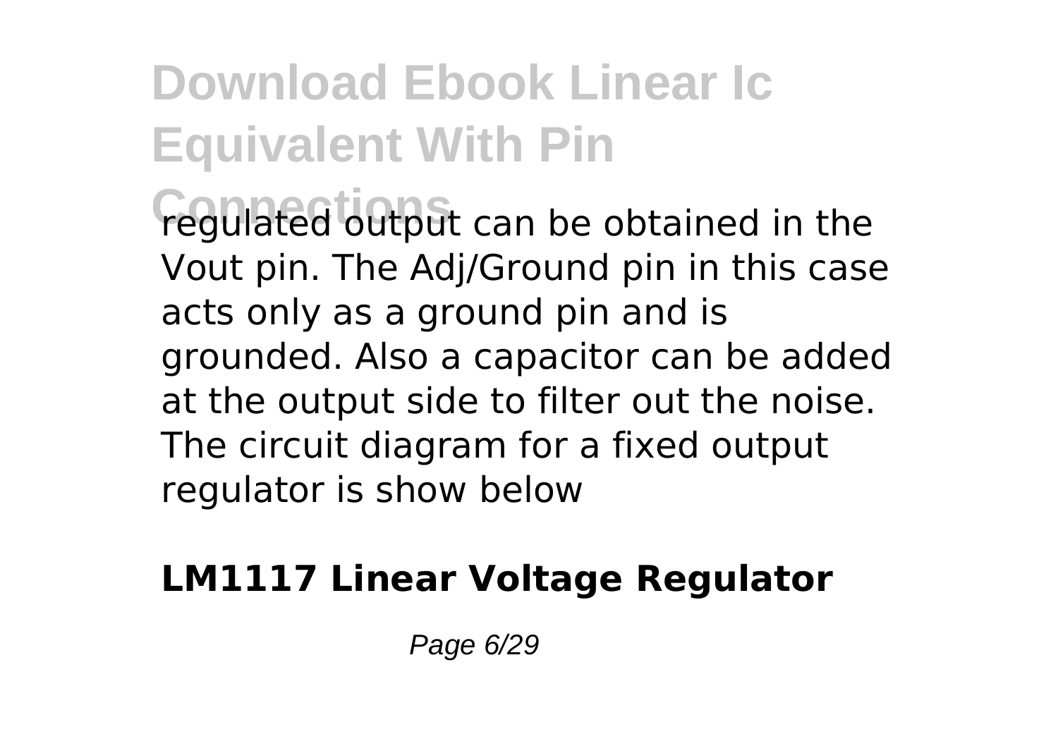regulated output can be obtained in the Vout pin. The Adj/Ground pin in this case acts only as a ground pin and is grounded. Also a capacitor can be added at the output side to filter out the noise. The circuit diagram for a fixed output regulator is show below

**LM1117 Linear Voltage Regulator**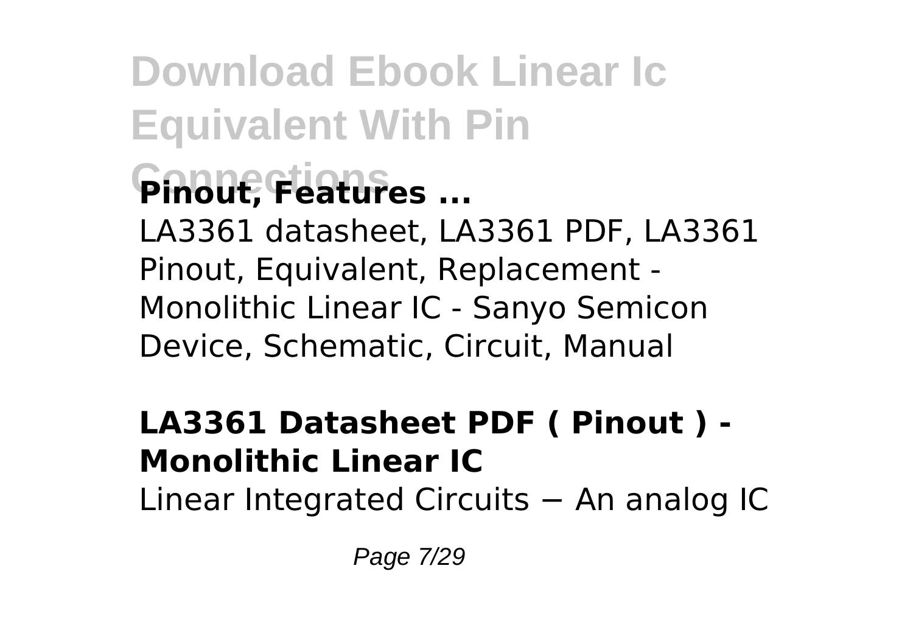**Pinout, Features ...**

LA3361 datasheet, LA3361 PDF, LA3361 Pinout, Equivalent, Replacement - Monolithic Linear IC - Sanyo Semicon Device, Schematic, Circuit, Manual

**LA3361 Datasheet PDF ( Pinout ) - Monolithic Linear IC**

Linear Integrated Circuits − An analog IC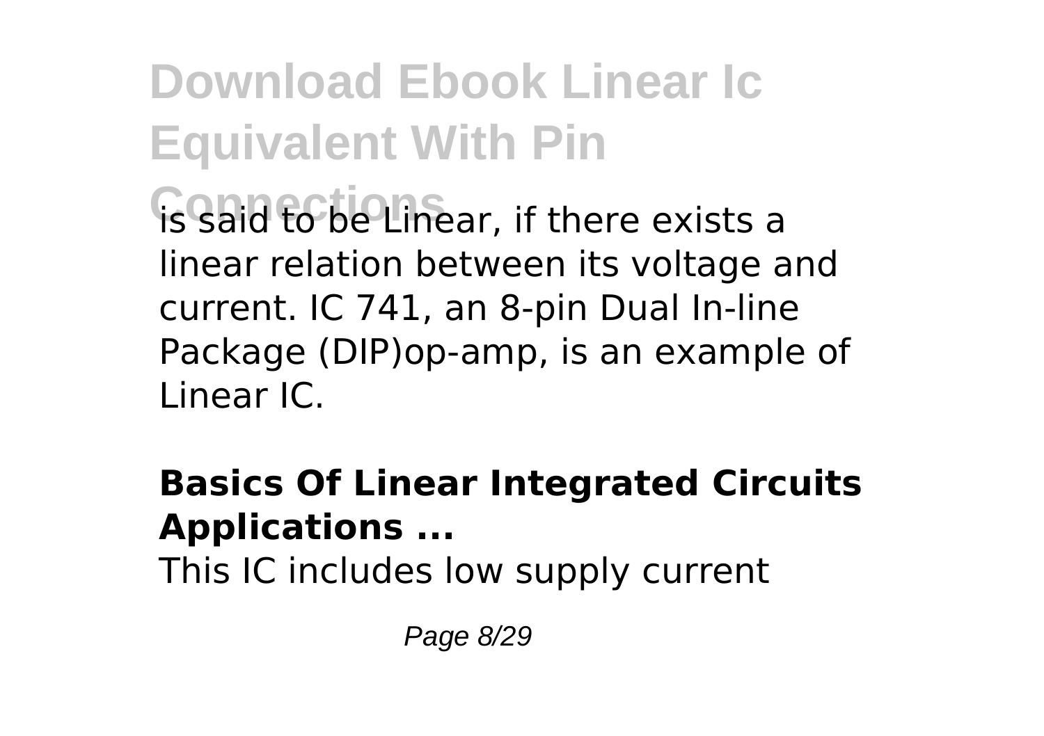is said to be Linear, if there exists a linear relation between its voltage and current. IC 741, an 8-pin Dual In-line Package (DIP)op-amp, is an example of Linear IC.

**Basics Of Linear Integrated Circuits Applications ...**

This IC includes low supply current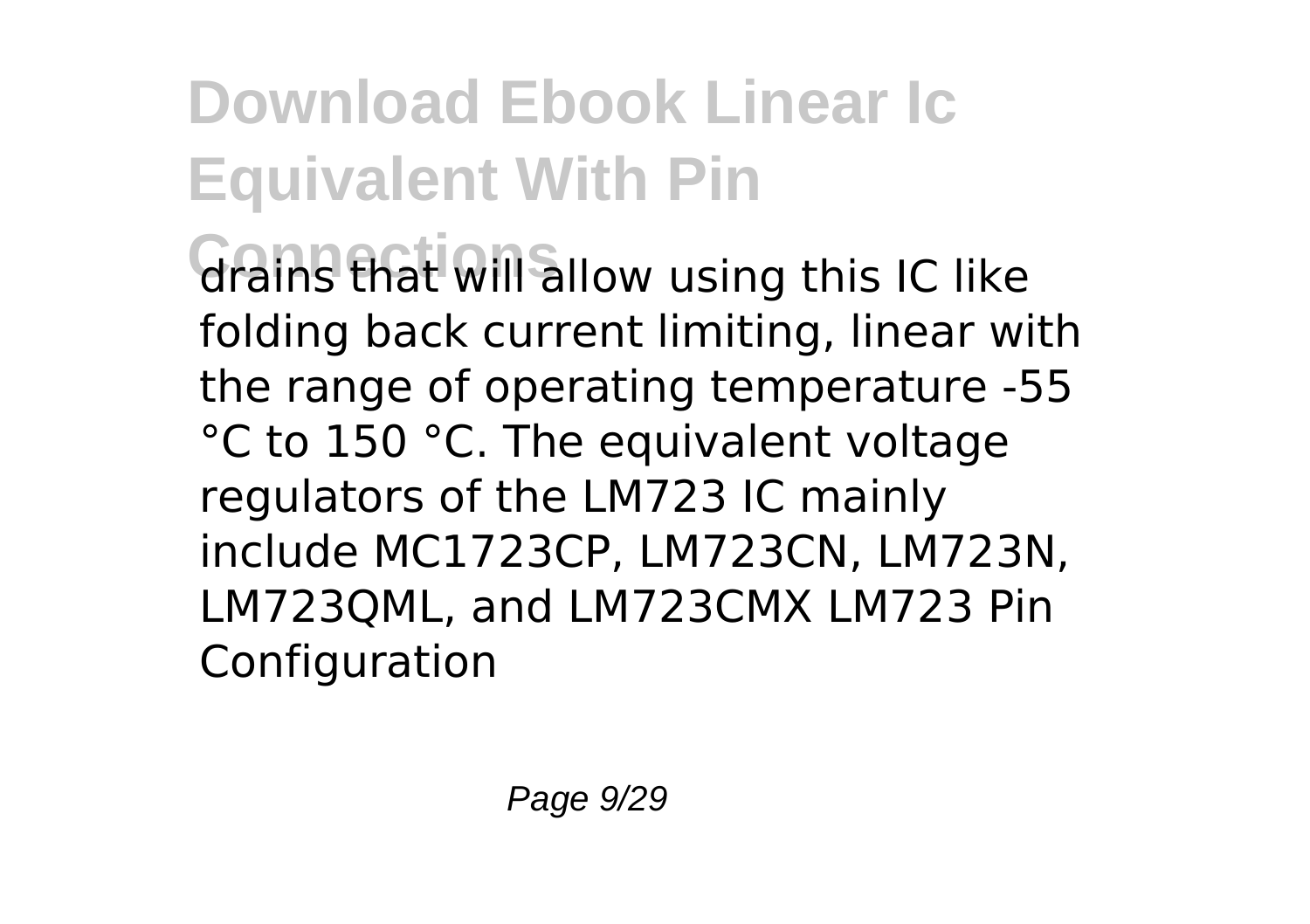drains that will allow using this IC like folding back current limiting, linear with the range of operating temperature -55 °C to 150 °C. The equivalent voltage regulators of the LM723 IC mainly include MC1723CP, LM723CN, LM723N, LM723QML, and LM723CMX LM723 Pin Configuration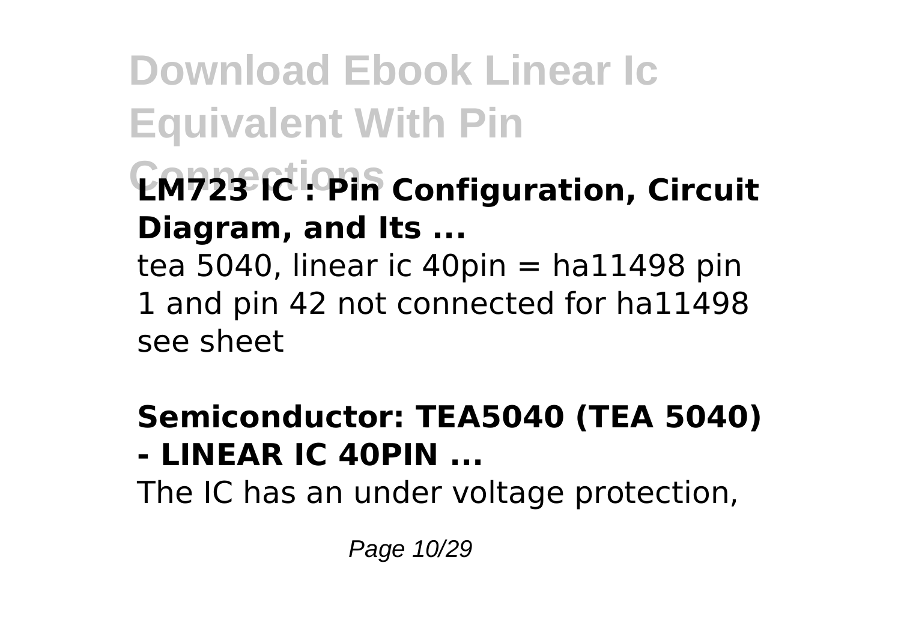### LM723 IC : Pin Configuration, Circuit Diagram, and Its ...

tea 5040, linear ic 40pin = ha11498 pin 1 and pin 42 not connected for ha11498 see sheet

### Semiconductor: TEA5040 (TEA 5040) - LINEAR IC 40PIN ...

The IC has an under voltage protection,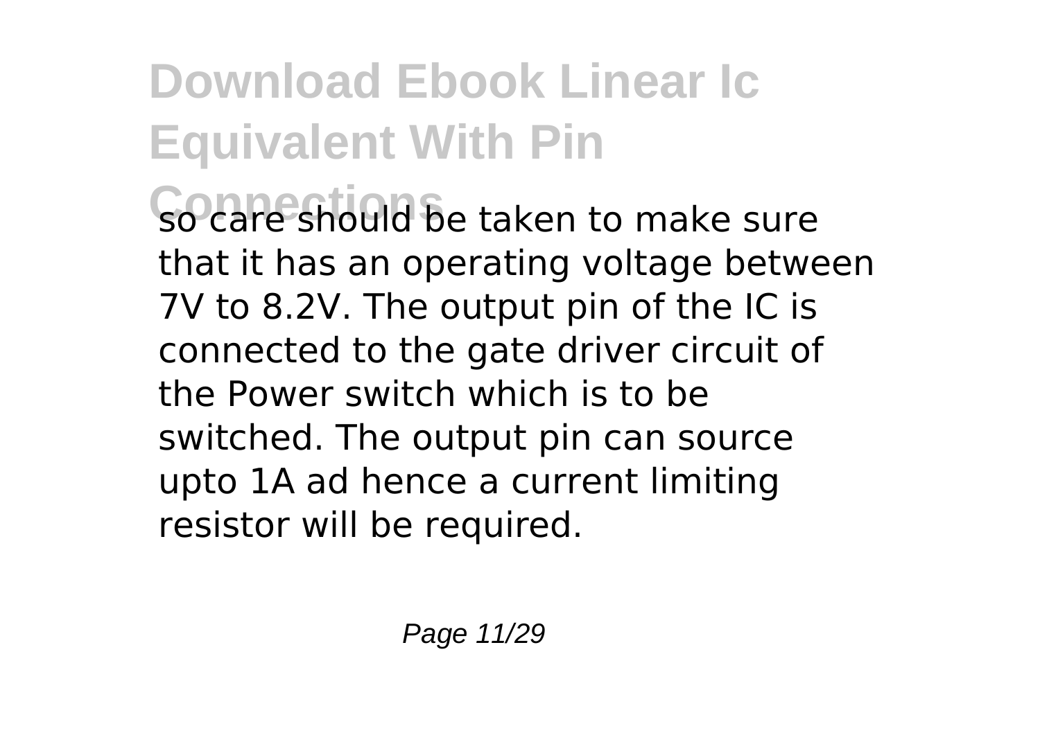so care should be taken to make sure that it has an operating voltage between 7V to 8.2V. The output pin of the IC is connected to the gate driver circuit of the Power switch which is to be switched. The output pin can source upto 1A ad hence a current limiting resistor will be required.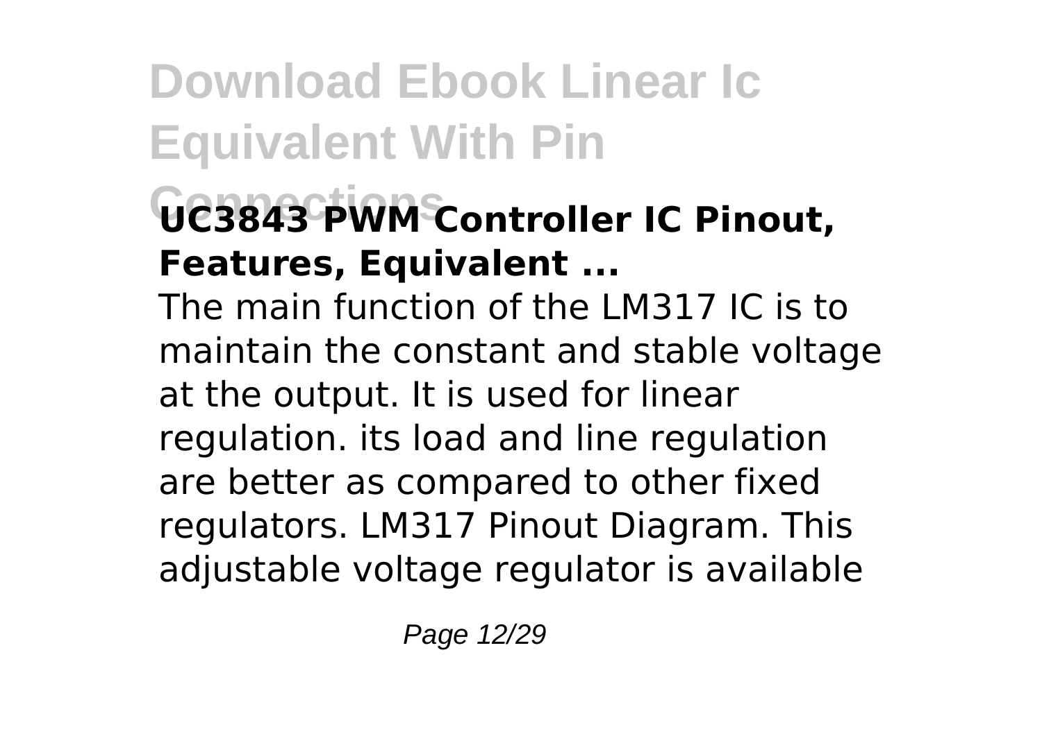**UC3843 PWM Controller IC Pinout, Features, Equivalent ...**

The main function of the LM317 IC is to maintain the constant and stable voltage at the output. It is used for linear regulation. its load and line regulation are better as compared to other fixed regulators. LM317 Pinout Diagram. This adjustable voltage regulator is available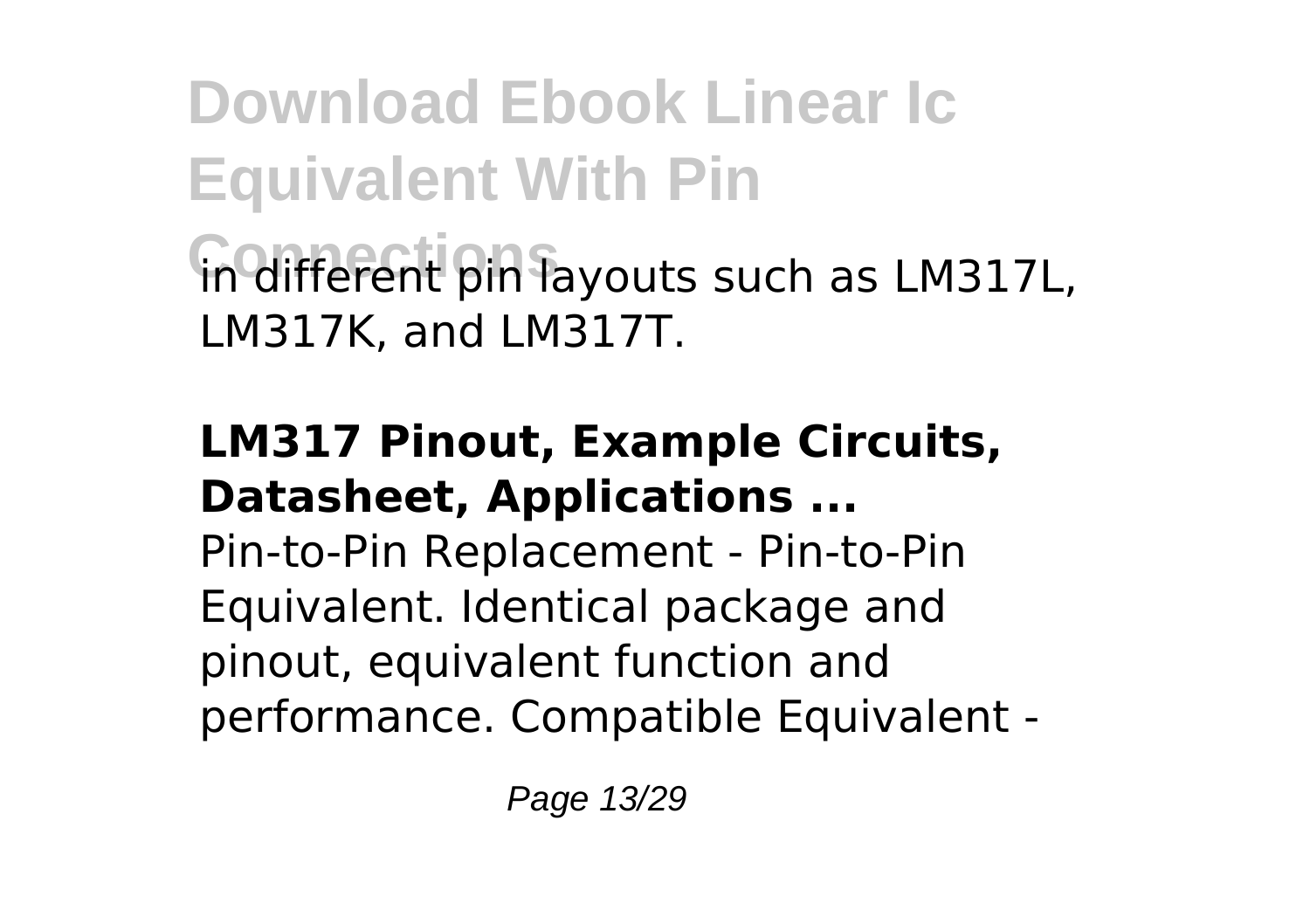in different pin layouts such as LM317L, LM317K, and LM317T.

**LM317 Pinout, Example Circuits, Datasheet, Applications ...**

Pin-to-Pin Replacement - Pin-to-Pin Equivalent. Identical package and pinout, equivalent function and performance. Compatible Equivalent -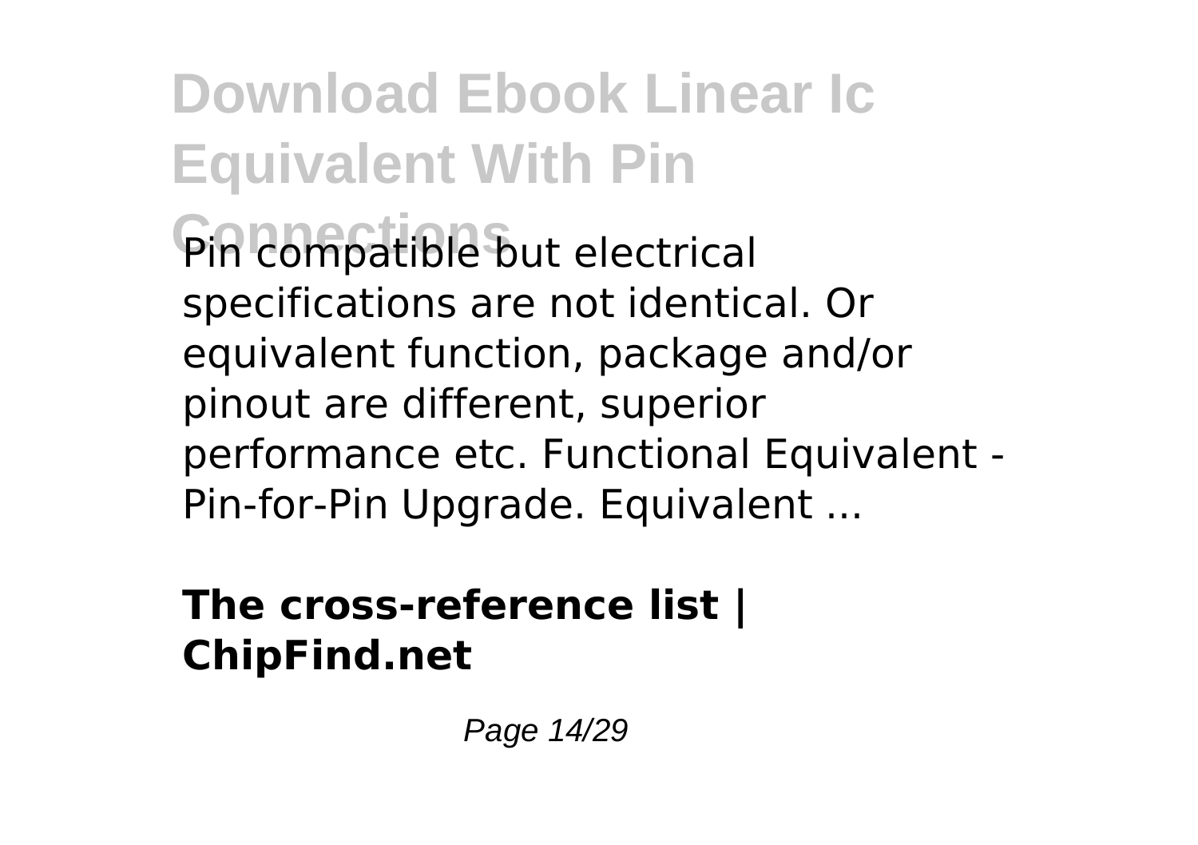Pin compatible but electrical specifications are not identical. Or equivalent function, package and/or pinout are different, superior performance etc. Functional Equivalent - Pin-for-Pin Upgrade. Equivalent ...

### The cross-reference list | ChipFind.net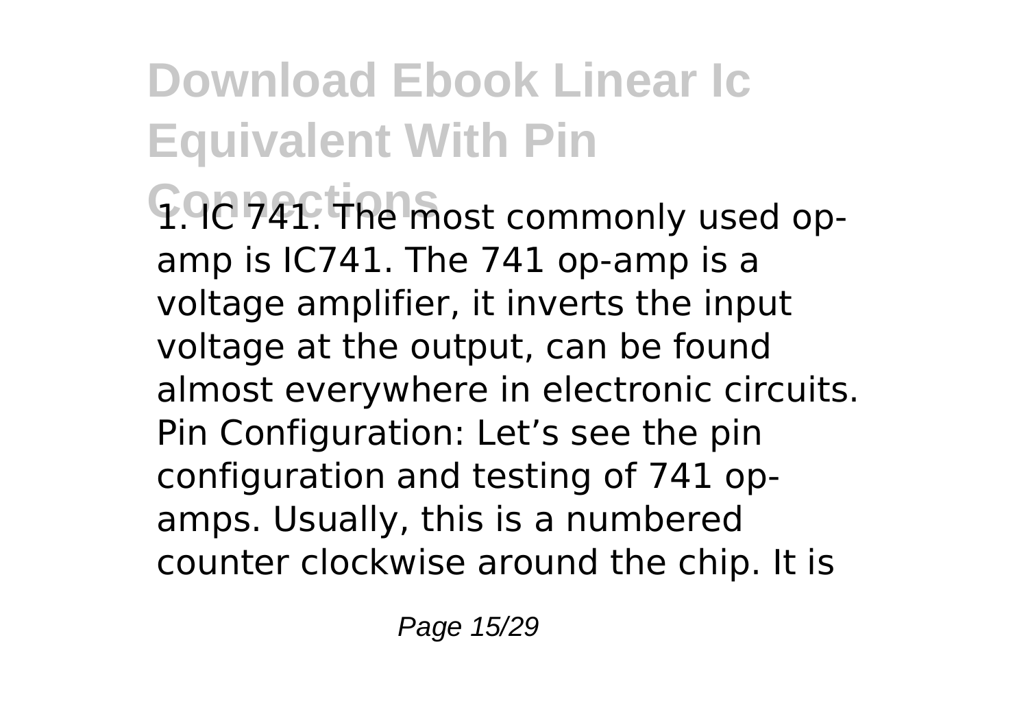1. IC 741. The most commonly used op-amp is IC741. The 741 op-amp is a voltage amplifier, it inverts the input voltage at the output, can be found almost everywhere in electronic circuits. Pin Configuration: Let's see the pin configuration and testing of 741 op-amps. Usually, this is a numbered counter clockwise around the chip. It is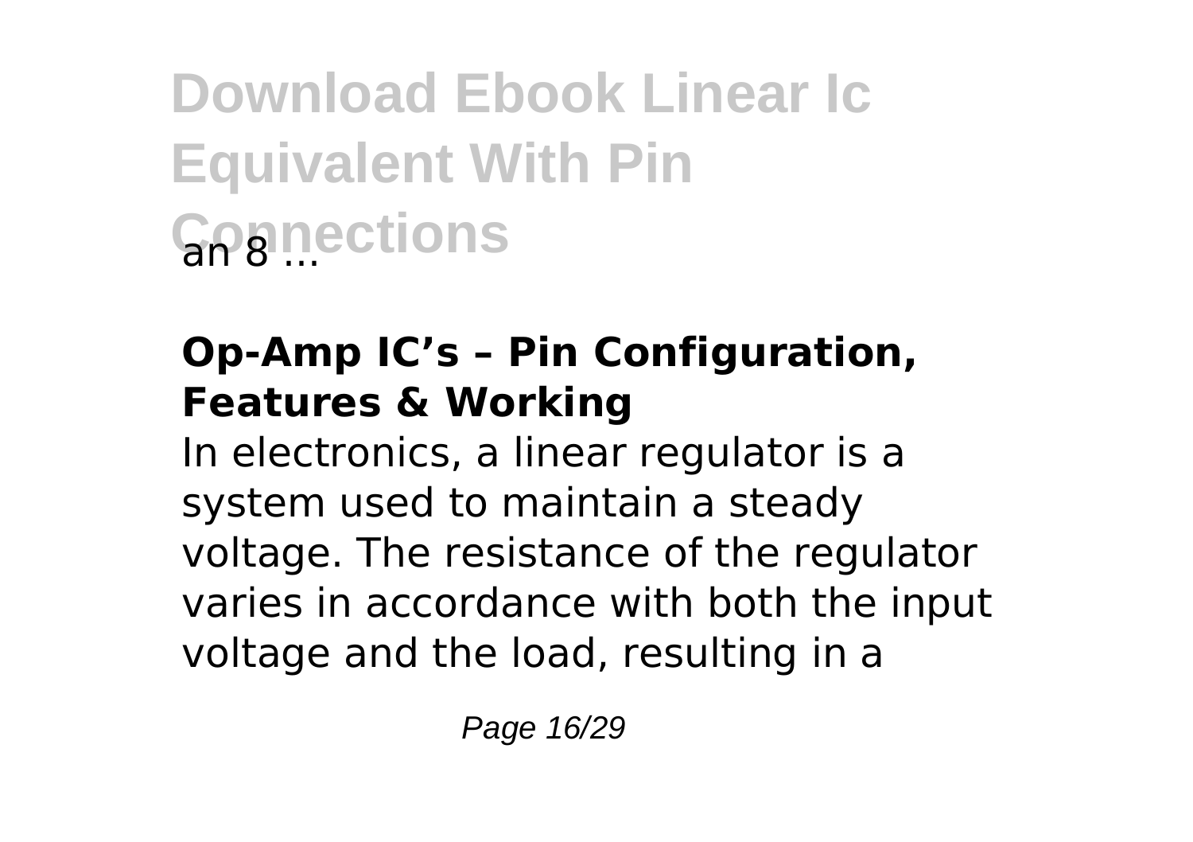an 8 ...

## Op-Amp IC's – Pin Configuration, Features & Working

In electronics, a linear regulator is a system used to maintain a steady voltage. The resistance of the regulator varies in accordance with both the input voltage and the load, resulting in a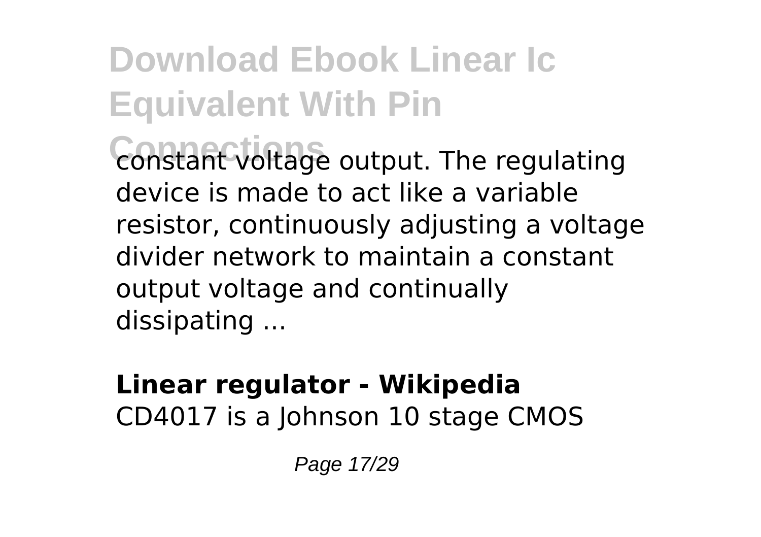constant voltage output. The regulating device is made to act like a variable resistor, continuously adjusting a voltage divider network to maintain a constant output voltage and continually dissipating ...

**Linear regulator - Wikipedia**
CD4017 is a Johnson 10 stage CMOS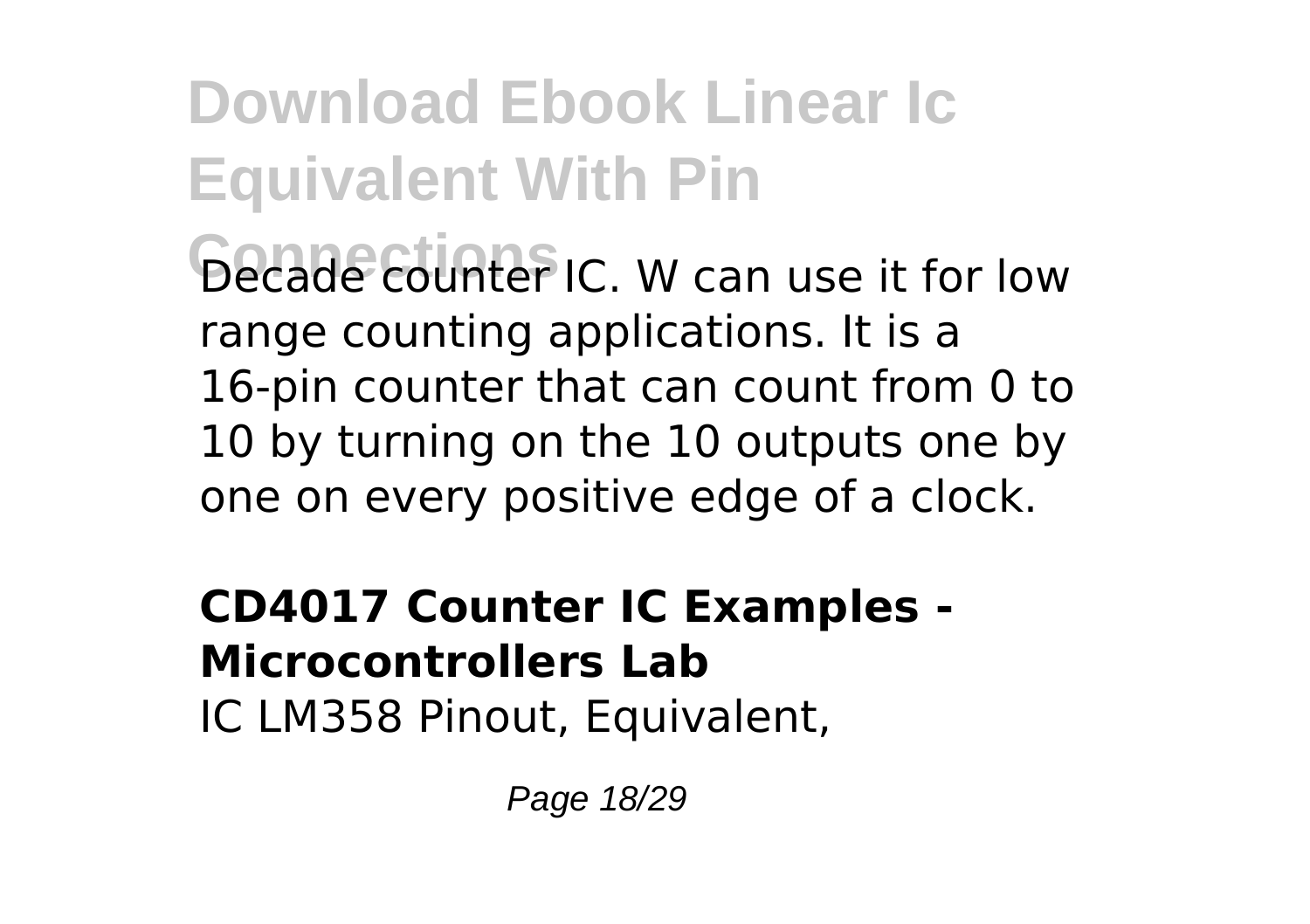Decade counter IC. W can use it for low range counting applications. It is a 16-pin counter that can count from 0 to 10 by turning on the 10 outputs one by one on every positive edge of a clock.

**CD4017 Counter IC Examples - Microcontrollers Lab**

IC LM358 Pinout, Equivalent,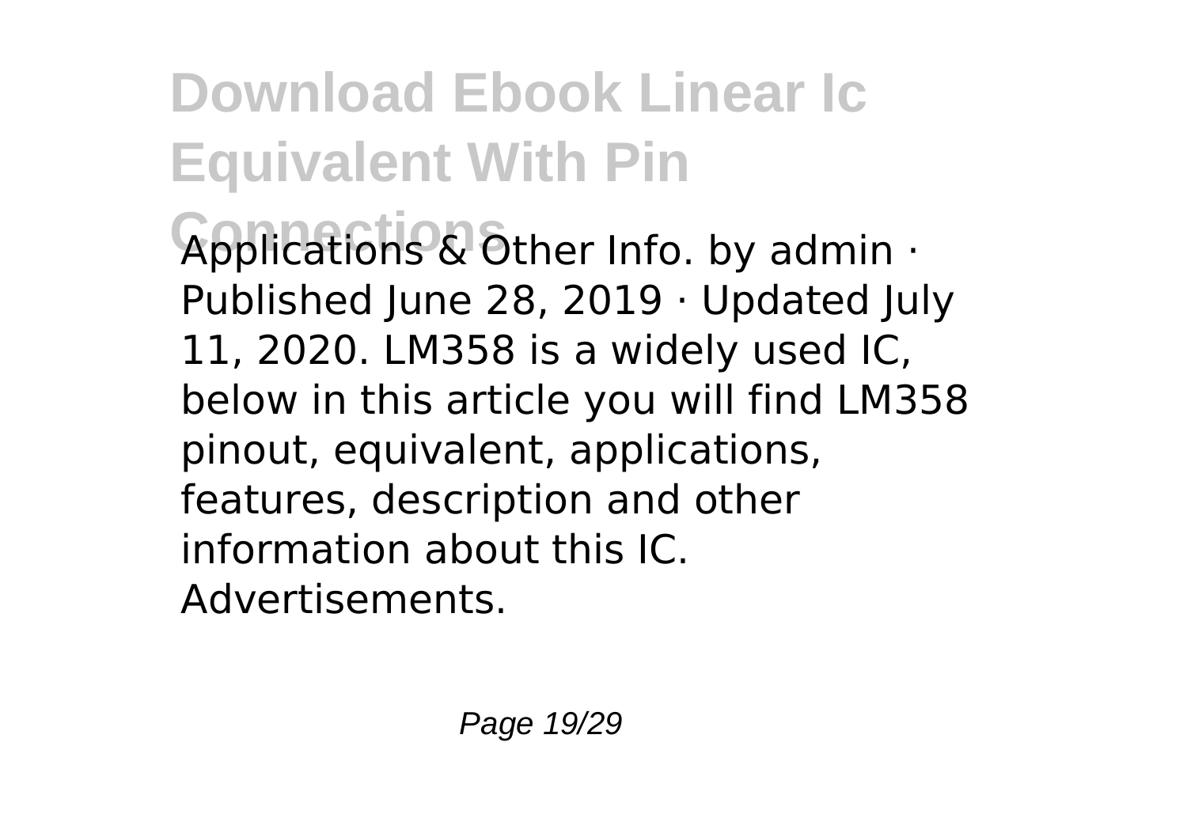Applications & Other Info. by admin · Published June 28, 2019 · Updated July 11, 2020. LM358 is a widely used IC, below in this article you will find LM358 pinout, equivalent, applications, features, description and other information about this IC. Advertisements.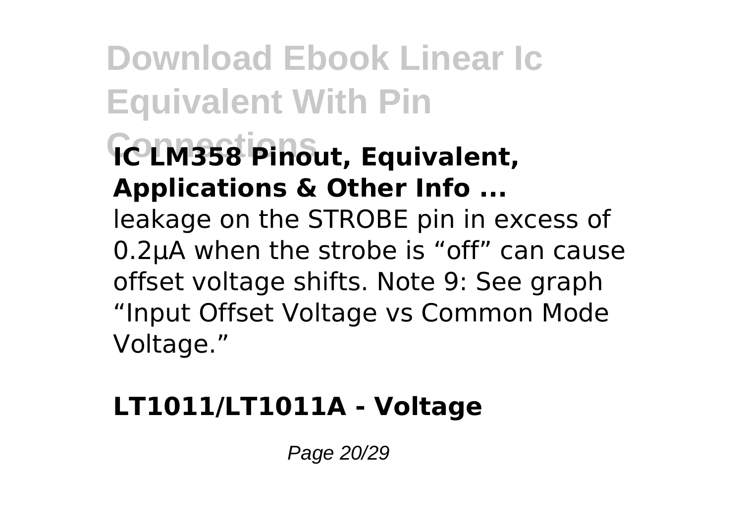**IC LM358 Pinout, Equivalent, Applications & Other Info ...**

leakage on the STROBE pin in excess of 0.2µA when the strobe is “off” can cause offset voltage shifts. Note 9: See graph “Input Offset Voltage vs Common Mode Voltage.”

**LT1011/LT1011A - Voltage**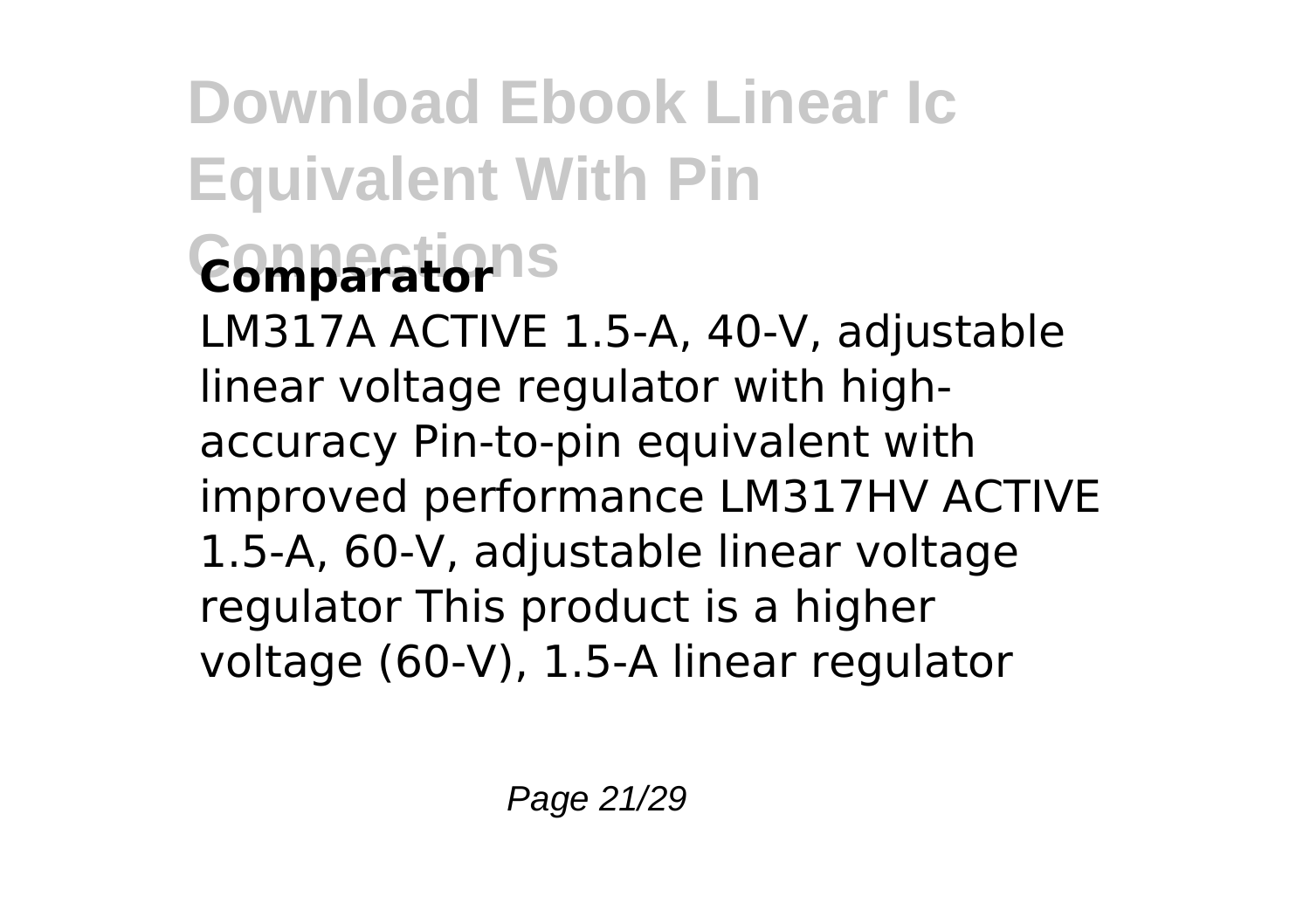**Comparator**

LM317A ACTIVE 1.5-A, 40-V, adjustable linear voltage regulator with high-accuracy Pin-to-pin equivalent with improved performance LM317HV ACTIVE 1.5-A, 60-V, adjustable linear voltage regulator This product is a higher voltage (60-V), 1.5-A linear regulator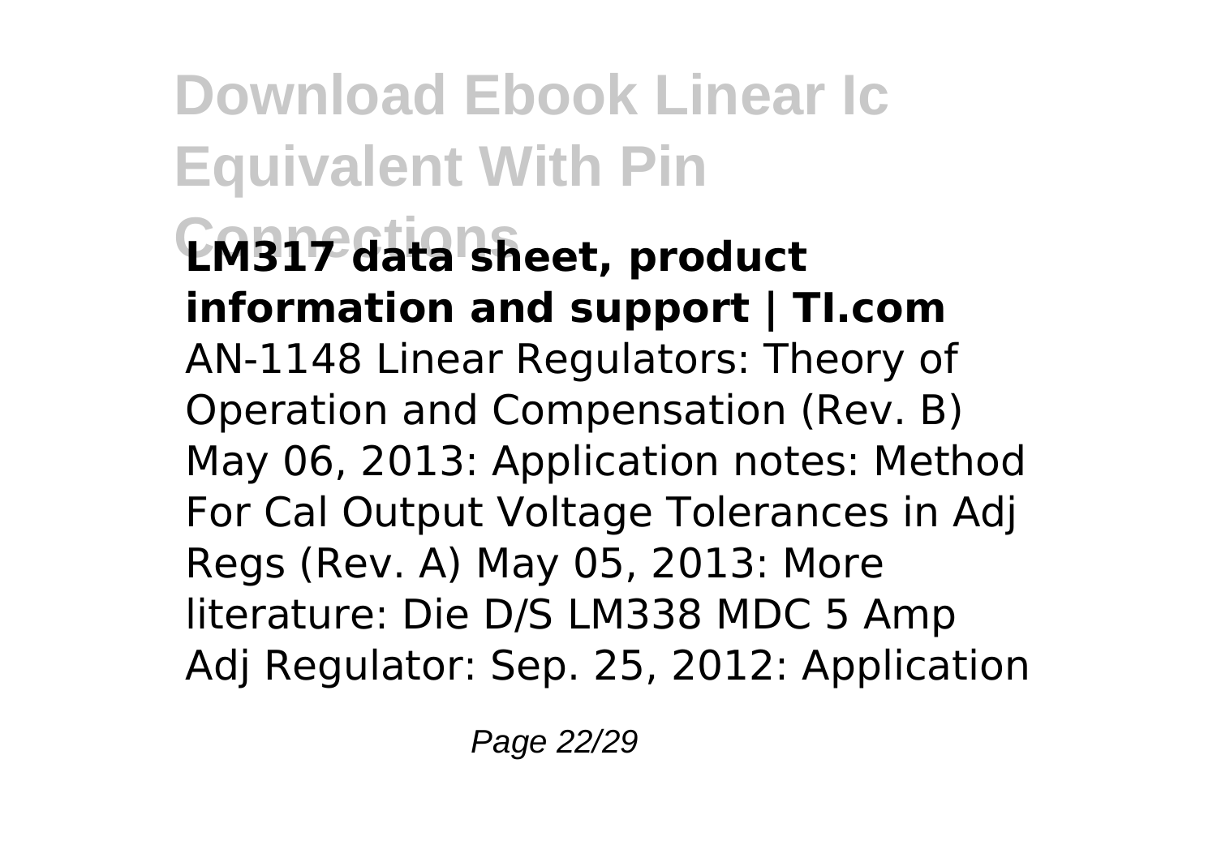**LM317 data sheet, product information and support | TI.com**

AN-1148 Linear Regulators: Theory of Operation and Compensation (Rev. B) May 06, 2013: Application notes: Method For Cal Output Voltage Tolerances in Adj Regs (Rev. A) May 05, 2013: More literature: Die D/S LM338 MDC 5 Amp Adj Regulator: Sep. 25, 2012: Application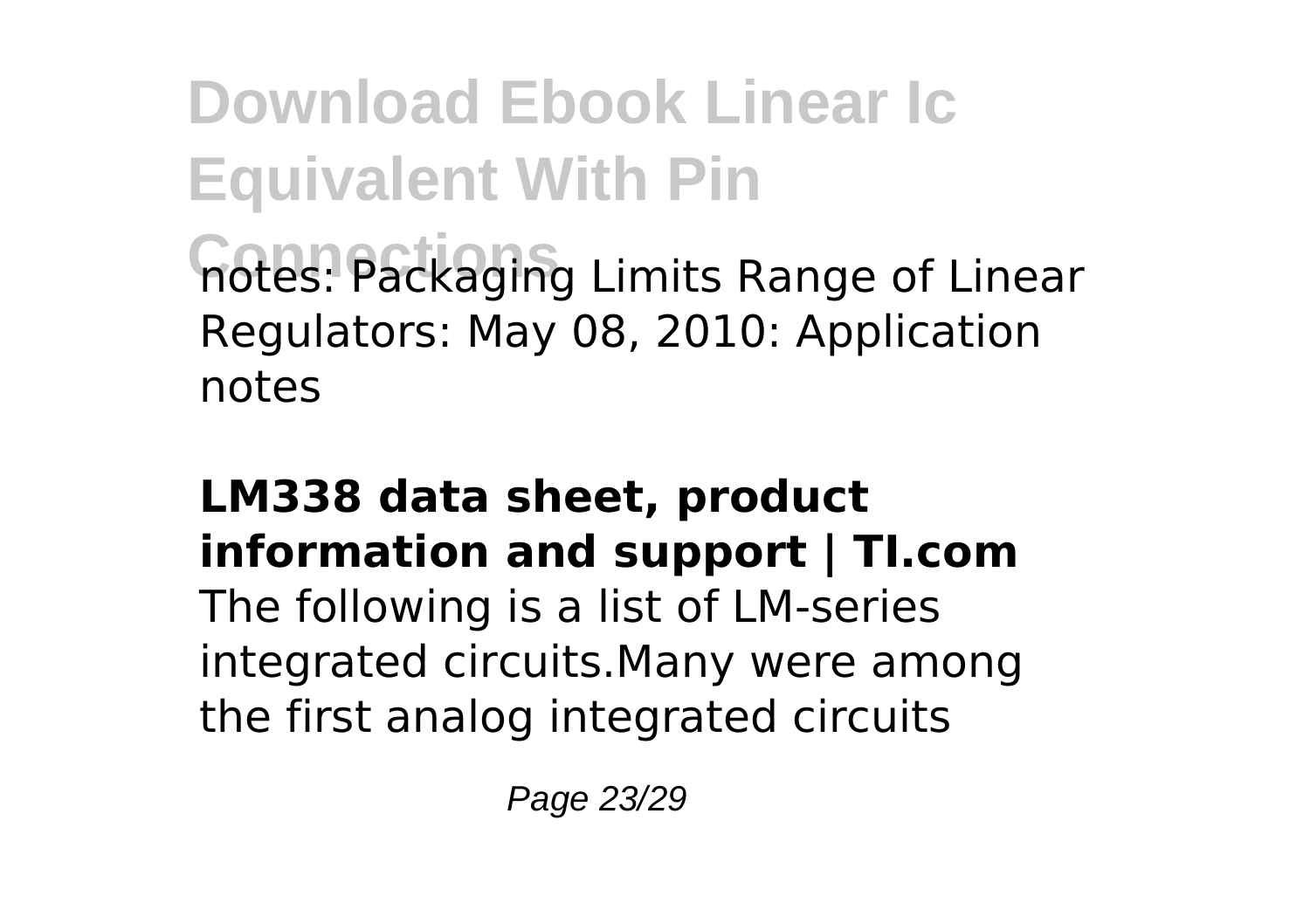notes: Packaging Limits Range of Linear Regulators: May 08, 2010: Application notes

**LM338 data sheet, product information and support | TI.com**

The following is a list of LM-series integrated circuits.Many were among the first analog integrated circuits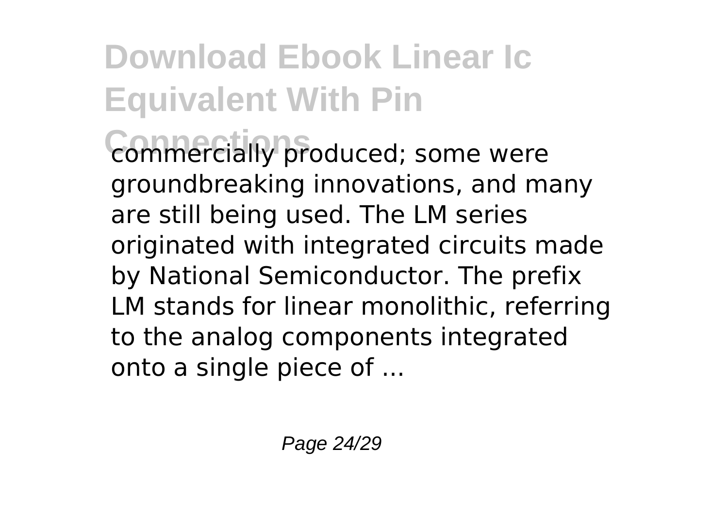commercially produced; some were groundbreaking innovations, and many are still being used. The LM series originated with integrated circuits made by National Semiconductor. The prefix LM stands for linear monolithic, referring to the analog components integrated onto a single piece of ...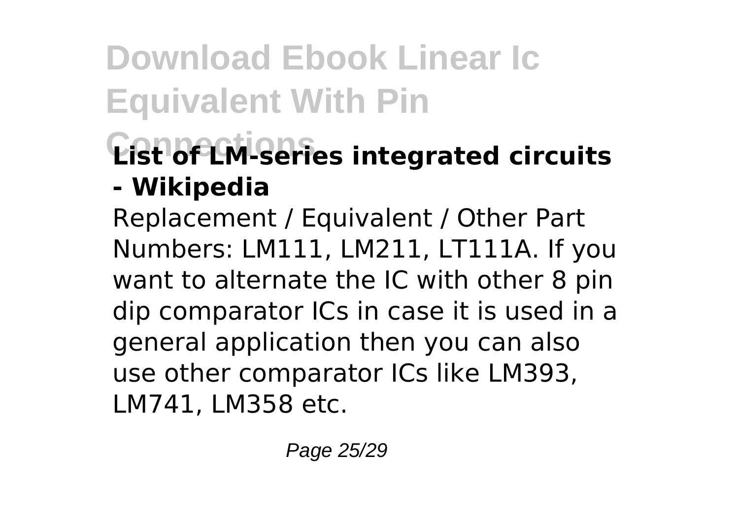## List of LM-series integrated circuits - Wikipedia

Replacement / Equivalent / Other Part Numbers: LM111, LM211, LT111A. If you want to alternate the IC with other 8 pin dip comparator ICs in case it is used in a general application then you can also use other comparator ICs like LM393, LM741, LM358 etc.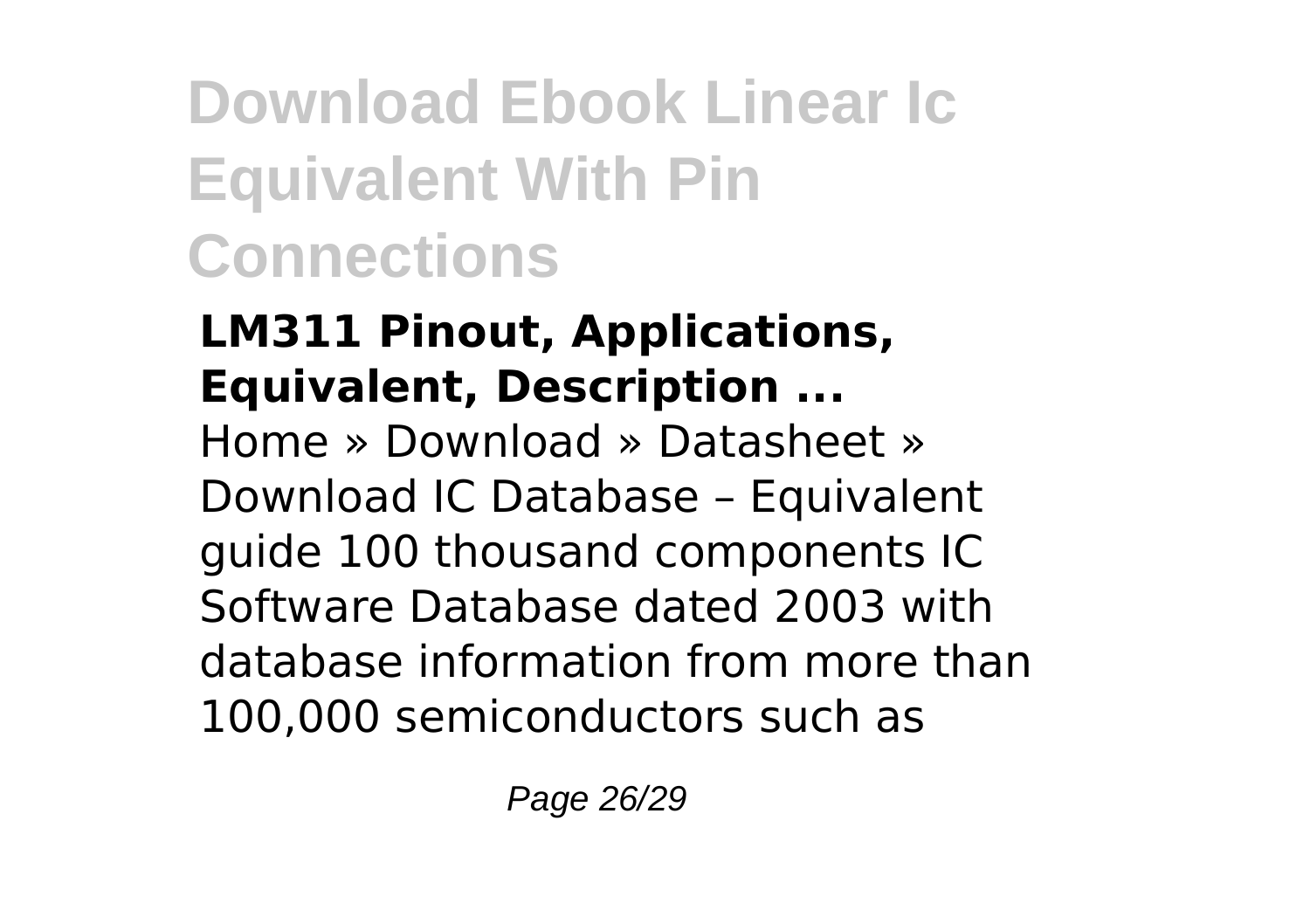## LM311 Pinout, Applications, Equivalent, Description ...

Home » Download » Datasheet » Download IC Database – Equivalent guide 100 thousand components IC Software Database dated 2003 with database information from more than 100,000 semiconductors such as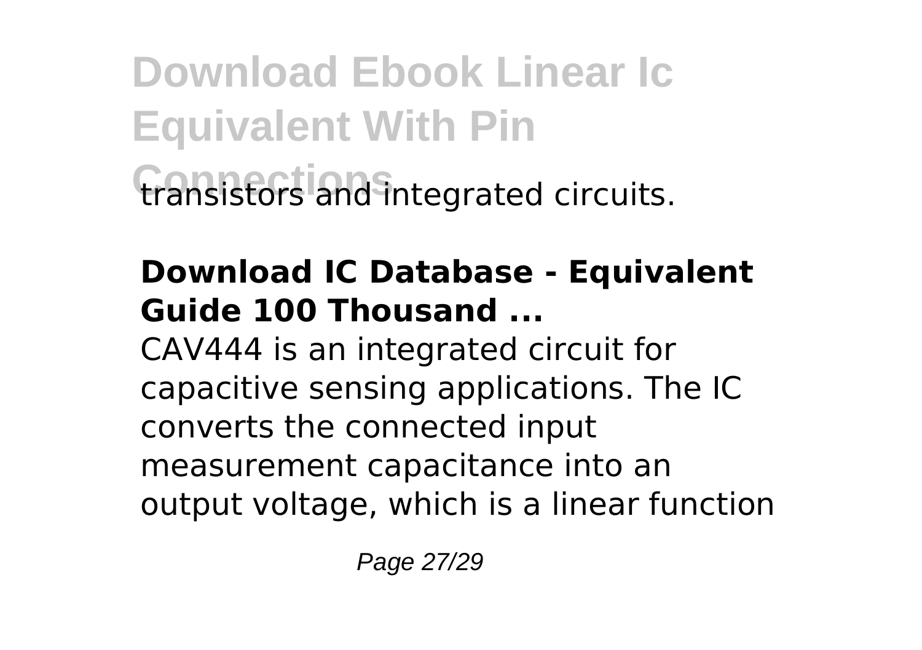transistors and integrated circuits.

**Download IC Database - Equivalent Guide 100 Thousand ...**

CAV444 is an integrated circuit for capacitive sensing applications. The IC converts the connected input measurement capacitance into an output voltage, which is a linear function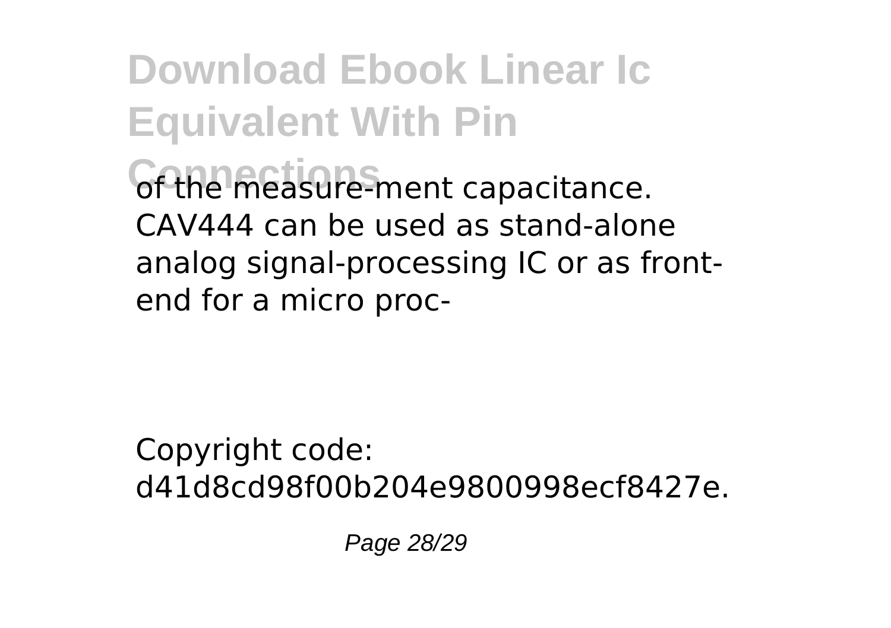of the measure-ment capacitance. CAV444 can be used as stand-alone analog signal-processing IC or as front-end for a micro proc-

Copyright code: d41d8cd98f00b204e9800998ecf8427e.